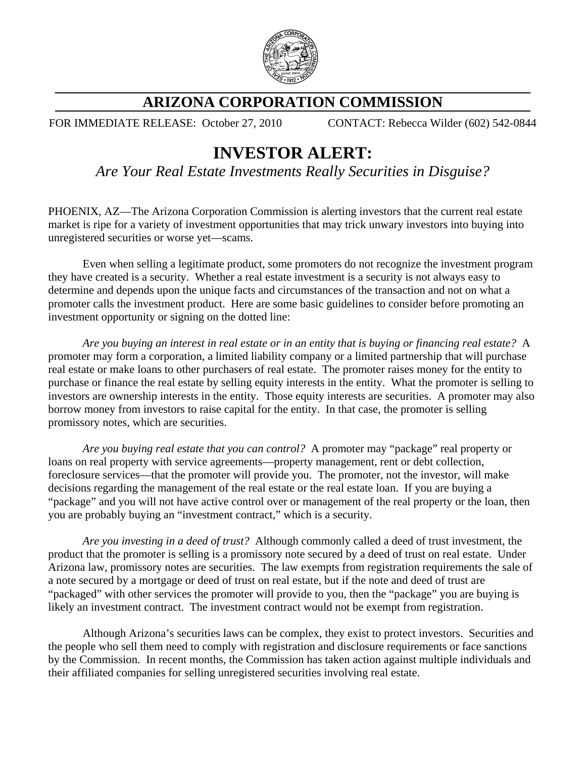# ARIZONA CORPORATION COMMISSION

FOR IMMEDIATE RELEASE: October 27, 2010    CONTACT: Rebecca Wilder (602) 542-0844

## INVESTOR ALERT:

*Are Your Real Estate Investments Really Securities in Disguise?*

PHOENIX, AZ—The Arizona Corporation Commission is alerting investors that the current real estate market is ripe for a variety of investment opportunities that may trick unwary investors into buying into unregistered securities or worse yet—scams.

Even when selling a legitimate product, some promoters do not recognize the investment program they have created is a security. Whether a real estate investment is a security is not always easy to determine and depends upon the unique facts and circumstances of the transaction and not on what a promoter calls the investment product. Here are some basic guidelines to consider before promoting an investment opportunity or signing on the dotted line:

*Are you buying an interest in real estate or in an entity that is buying or financing real estate?* A promoter may form a corporation, a limited liability company or a limited partnership that will purchase real estate or make loans to other purchasers of real estate. The promoter raises money for the entity to purchase or finance the real estate by selling equity interests in the entity. What the promoter is selling to investors are ownership interests in the entity. Those equity interests are securities. A promoter may also borrow money from investors to raise capital for the entity. In that case, the promoter is selling promissory notes, which are securities.

*Are you buying real estate that you can control?* A promoter may "package" real property or loans on real property with service agreements—property management, rent or debt collection, foreclosure services—that the promoter will provide you. The promoter, not the investor, will make decisions regarding the management of the real estate or the real estate loan. If you are buying a "package" and you will not have active control over or management of the real property or the loan, then you are probably buying an "investment contract," which is a security.

*Are you investing in a deed of trust?* Although commonly called a deed of trust investment, the product that the promoter is selling is a promissory note secured by a deed of trust on real estate. Under Arizona law, promissory notes are securities. The law exempts from registration requirements the sale of a note secured by a mortgage or deed of trust on real estate, but if the note and deed of trust are "packaged" with other services the promoter will provide to you, then the "package" you are buying is likely an investment contract. The investment contract would not be exempt from registration.

Although Arizona's securities laws can be complex, they exist to protect investors. Securities and the people who sell them need to comply with registration and disclosure requirements or face sanctions by the Commission. In recent months, the Commission has taken action against multiple individuals and their affiliated companies for selling unregistered securities involving real estate.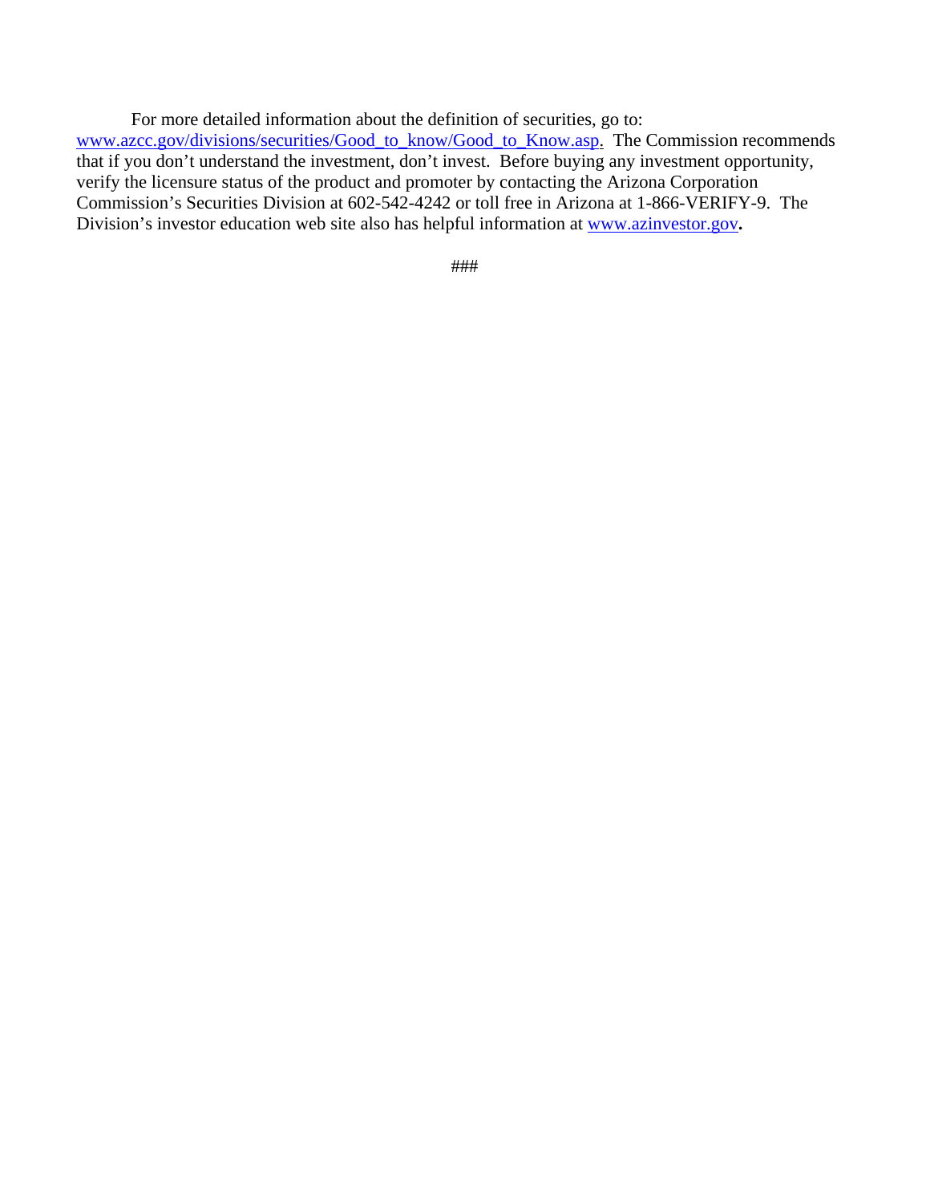For more detailed information about the definition of securities, go to: www.azcc.gov/divisions/securities/Good_to_know/Good_to_Know.asp. The Commission recommends that if you don't understand the investment, don't invest. Before buying any investment opportunity, verify the licensure status of the product and promoter by contacting the Arizona Corporation Commission's Securities Division at 602-542-4242 or toll free in Arizona at 1-866-VERIFY-9. The Division's investor education web site also has helpful information at www.azinvestor.gov**.**

###